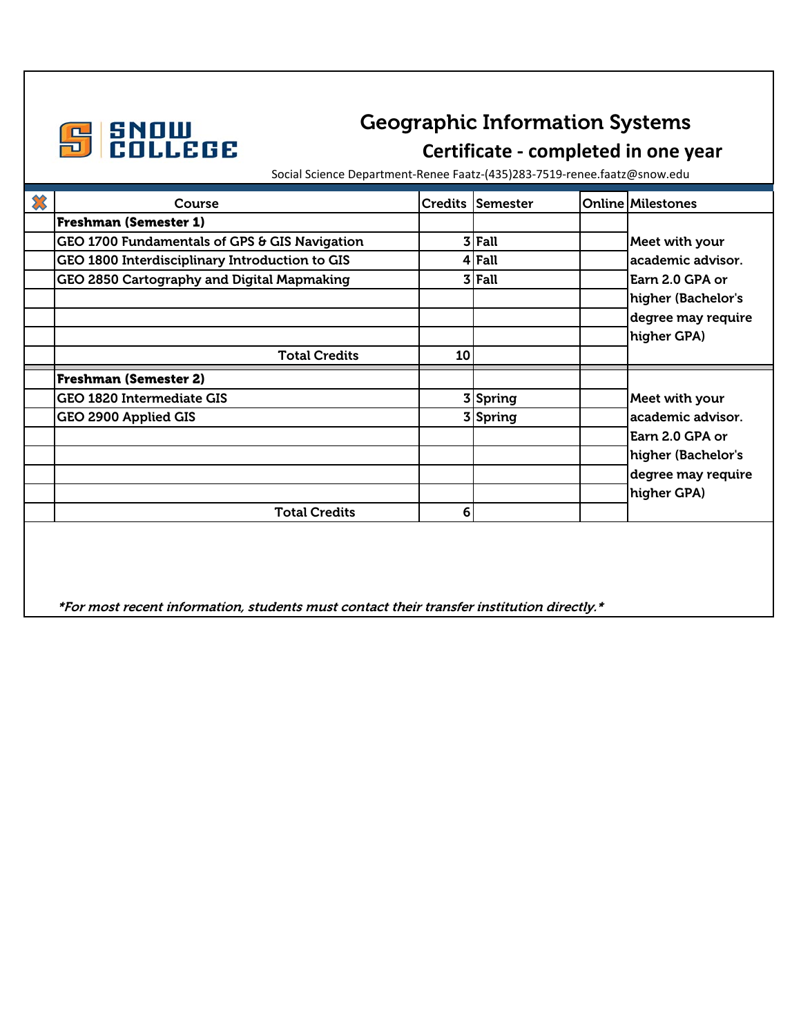SNOW COLLEGE

# Geographic Information Systems

## Certificate - completed in one year

Social Science Department-Renee Faatz-(435)283-7519-renee.faatz@snow.edu

| ✖ | Course | Credits | Semester | Online | Milestones |
|---|---|---|---|---|---|
| | **Freshman (Semester 1)** | | | | |
| | GEO 1700 Fundamentals of GPS & GIS Navigation | 3 | Fall | | Meet with your academic advisor. Earn 2.0 GPA or higher (Bachelor's degree may require higher GPA) |
| | GEO 1800 Interdisciplinary Introduction to GIS | 4 | Fall | | |
| | GEO 2850 Cartography and Digital Mapmaking | 3 | Fall | | |
| | | | | | |
| | | | | | |
| | | | | | |
| | Total Credits | 10 | | | |
| | **Freshman (Semester 2)** | | | | |
| | GEO 1820 Intermediate GIS | 3 | Spring | | Meet with your academic advisor. Earn 2.0 GPA or higher (Bachelor's degree may require higher GPA) |
| | GEO 2900 Applied GIS | 3 | Spring | | |
| | | | | | |
| | | | | | |
| | | | | | |
| | | | | | |
| | Total Credits | 6 | | | |

*\*For most recent information, students must contact their transfer institution directly.\**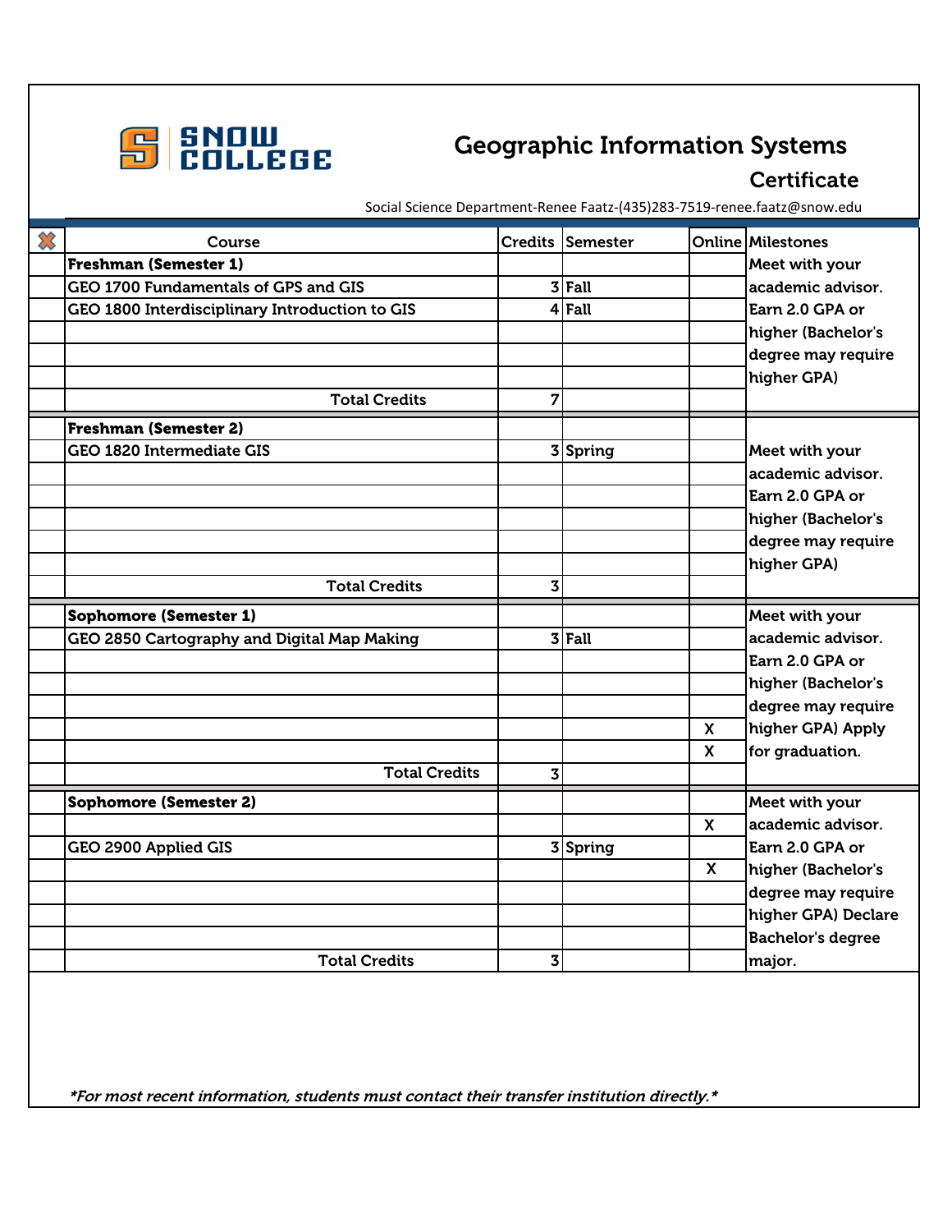# Geographic Information Systems

## Certificate

Social Science Department-Renee Faatz-(435)283-7519-renee.faatz@snow.edu

| ✖ | Course | Credits | Semester | Online | Milestones |
|---|---|---|---|---|---|
| | **Freshman (Semester 1)** | | | | Meet with your academic advisor. Earn 2.0 GPA or higher (Bachelor's degree may require higher GPA) |
| | GEO 1700 Fundamentals of GPS and GIS | 3 | Fall | | |
| | GEO 1800 Interdisciplinary Introduction to GIS | 4 | Fall | | |
| | | | | | |
| | | | | | |
| | | | | | |
| | Total Credits | 7 | | | |
| | **Freshman (Semester 2)** | | | | Meet with your academic advisor. Earn 2.0 GPA or higher (Bachelor's degree may require higher GPA) |
| | GEO 1820 Intermediate GIS | 3 | Spring | | |
| | | | | | |
| | | | | | |
| | | | | | |
| | | | | | |
| | | | | | |
| | Total Credits | 3 | | | |
| | **Sophomore (Semester 1)** | | | | Meet with your academic advisor. Earn 2.0 GPA or higher (Bachelor's degree may require higher GPA) Apply for graduation. |
| | GEO 2850 Cartography and Digital Map Making | 3 | Fall | | |
| | | | | | |
| | | | | | |
| | | | | | |
| | | | | X | |
| | | | | X | |
| | Total Credits | 3 | | | |
| | **Sophomore (Semester 2)** | | | | Meet with your academic advisor. Earn 2.0 GPA or higher (Bachelor's degree may require higher GPA) Declare Bachelor's degree major. |
| | | | | X | |
| | GEO 2900 Applied GIS | 3 | Spring | | |
| | | | | X | |
| | | | | | |
| | | | | | |
| | | | | | |
| | Total Credits | 3 | | | |

*\*For most recent information, students must contact their transfer institution directly.\**